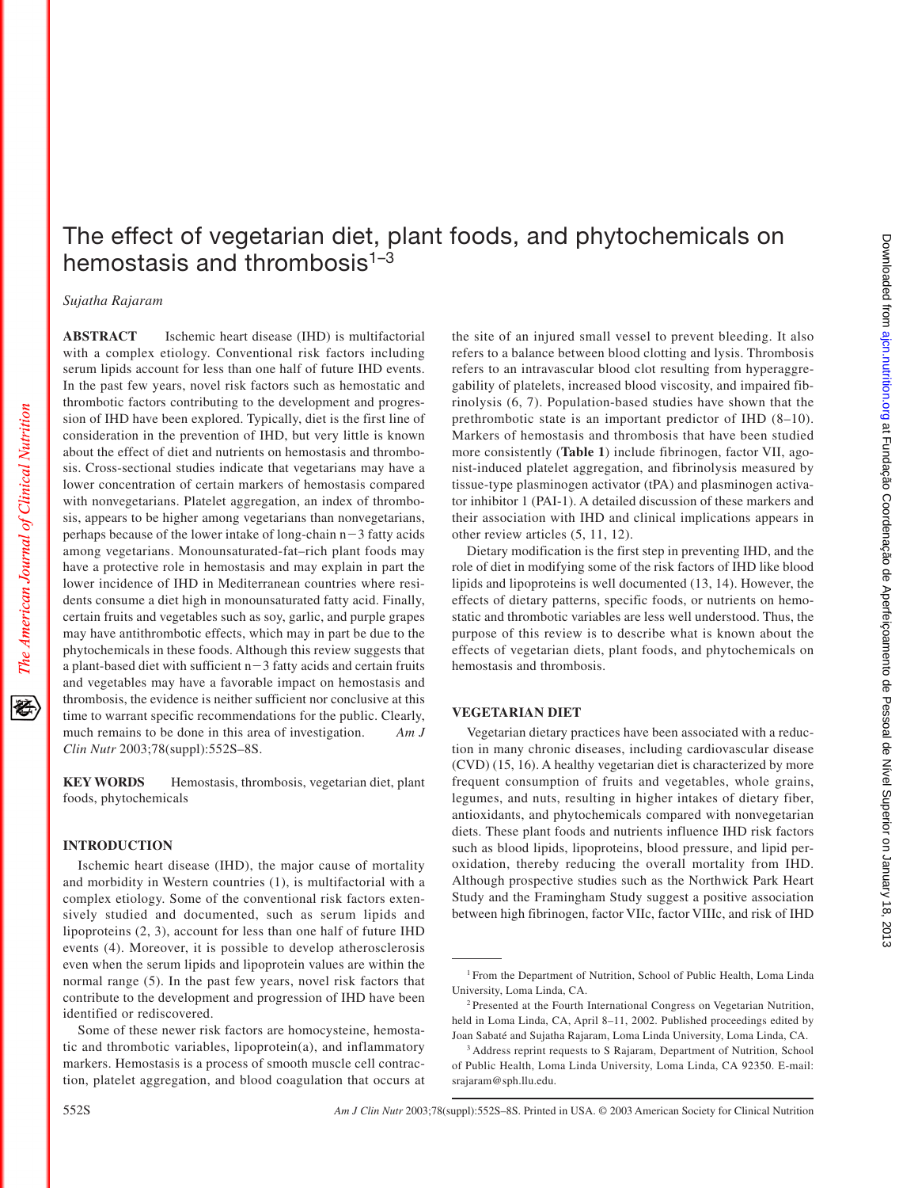# The effect of vegetarian diet, plant foods, and phytochemicals on hemostasis and thrombosis[1–3]

*Sujatha Rajaram*

**ABSTRACT** Ischemic heart disease (IHD) is multifactorial with a complex etiology. Conventional risk factors including serum lipids account for less than one half of future IHD events. In the past few years, novel risk factors such as hemostatic and thrombotic factors contributing to the development and progression of IHD have been explored. Typically, diet is the first line of consideration in the prevention of IHD, but very little is known about the effect of diet and nutrients on hemostasis and thrombosis. Cross-sectional studies indicate that vegetarians may have a lower concentration of certain markers of hemostasis compared with nonvegetarians. Platelet aggregation, an index of thrombosis, appears to be higher among vegetarians than nonvegetarians, perhaps because of the lower intake of long-chain n−3 fatty acids among vegetarians. Monounsaturated-fat–rich plant foods may have a protective role in hemostasis and may explain in part the lower incidence of IHD in Mediterranean countries where residents consume a diet high in monounsaturated fatty acid. Finally, certain fruits and vegetables such as soy, garlic, and purple grapes may have antithrombotic effects, which may in part be due to the phytochemicals in these foods. Although this review suggests that a plant-based diet with sufficient n−3 fatty acids and certain fruits and vegetables may have a favorable impact on hemostasis and thrombosis, the evidence is neither sufficient nor conclusive at this time to warrant specific recommendations for the public. Clearly, much remains to be done in this area of investigation. *Am J Clin Nutr* 2003;78(suppl):552S–8S.

**KEY WORDS** Hemostasis, thrombosis, vegetarian diet, plant foods, phytochemicals

## INTRODUCTION

Ischemic heart disease (IHD), the major cause of mortality and morbidity in Western countries (1), is multifactorial with a complex etiology. Some of the conventional risk factors extensively studied and documented, such as serum lipids and lipoproteins (2, 3), account for less than one half of future IHD events (4). Moreover, it is possible to develop atherosclerosis even when the serum lipids and lipoprotein values are within the normal range (5). In the past few years, novel risk factors that contribute to the development and progression of IHD have been identified or rediscovered.

Some of these newer risk factors are homocysteine, hemostatic and thrombotic variables, lipoprotein(a), and inflammatory markers. Hemostasis is a process of smooth muscle cell contraction, platelet aggregation, and blood coagulation that occurs at the site of an injured small vessel to prevent bleeding. It also refers to a balance between blood clotting and lysis. Thrombosis refers to an intravascular blood clot resulting from hyperaggregability of platelets, increased blood viscosity, and impaired fibrinolysis (6, 7). Population-based studies have shown that the prethrombotic state is an important predictor of IHD (8–10). Markers of hemostasis and thrombosis that have been studied more consistently (**Table 1**) include fibrinogen, factor VII, agonist-induced platelet aggregation, and fibrinolysis measured by tissue-type plasminogen activator (tPA) and plasminogen activator inhibitor 1 (PAI-1). A detailed discussion of these markers and their association with IHD and clinical implications appears in other review articles (5, 11, 12).

Dietary modification is the first step in preventing IHD, and the role of diet in modifying some of the risk factors of IHD like blood lipids and lipoproteins is well documented (13, 14). However, the effects of dietary patterns, specific foods, or nutrients on hemostatic and thrombotic variables are less well understood. Thus, the purpose of this review is to describe what is known about the effects of vegetarian diets, plant foods, and phytochemicals on hemostasis and thrombosis.

## VEGETARIAN DIET

Vegetarian dietary practices have been associated with a reduction in many chronic diseases, including cardiovascular disease (CVD) (15, 16). A healthy vegetarian diet is characterized by more frequent consumption of fruits and vegetables, whole grains, legumes, and nuts, resulting in higher intakes of dietary fiber, antioxidants, and phytochemicals compared with nonvegetarian diets. These plant foods and nutrients influence IHD risk factors such as blood lipids, lipoproteins, blood pressure, and lipid peroxidation, thereby reducing the overall mortality from IHD. Although prospective studies such as the Northwick Park Heart Study and the Framingham Study suggest a positive association between high fibrinogen, factor VIIc, factor VIIIc, and risk of IHD

---

[1] From the Department of Nutrition, School of Public Health, Loma Linda University, Loma Linda, CA.

[2] Presented at the Fourth International Congress on Vegetarian Nutrition, held in Loma Linda, CA, April 8–11, 2002. Published proceedings edited by Joan Sabaté and Sujatha Rajaram, Loma Linda University, Loma Linda, CA.

[3] Address reprint requests to S Rajaram, Department of Nutrition, School of Public Health, Loma Linda University, Loma Linda, CA 92350. E-mail: srajaram@sph.llu.edu.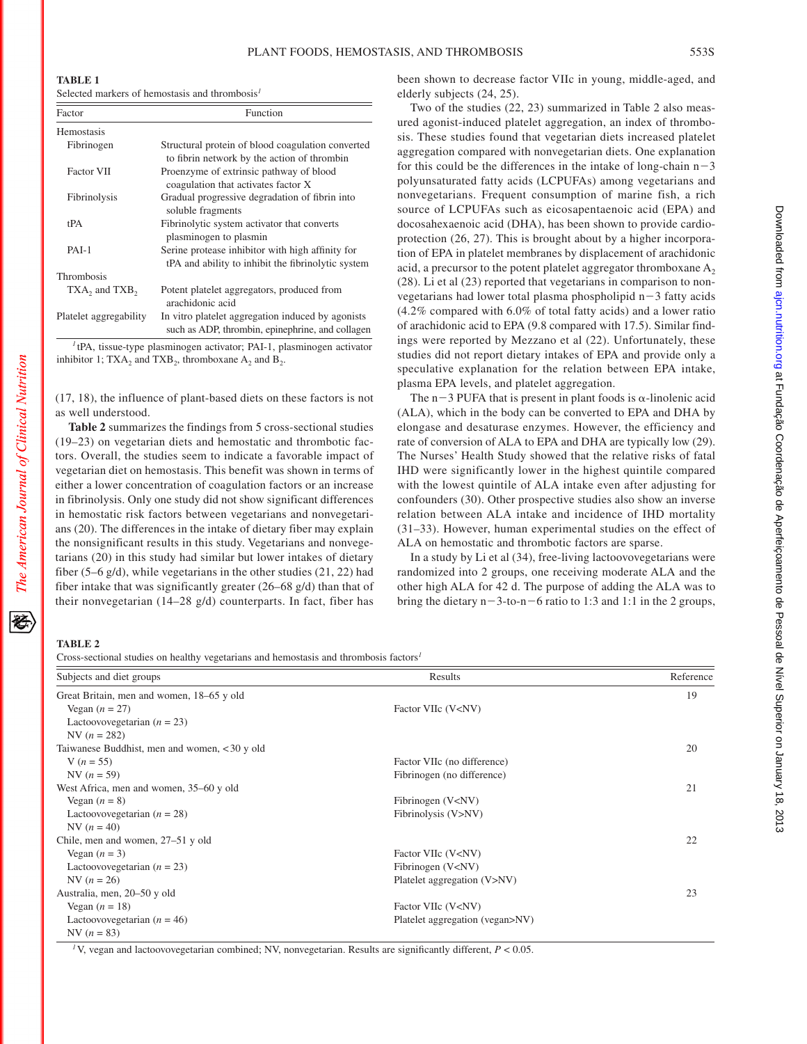**TABLE 1**
Selected markers of hemostasis and thrombosis[1]

| Factor | Function |
|---|---|
| Hemostasis | |
| Fibrinogen | Structural protein of blood coagulation converted to fibrin network by the action of thrombin |
| Factor VII | Proenzyme of extrinsic pathway of blood coagulation that activates factor X |
| Fibrinolysis | Gradual progressive degradation of fibrin into soluble fragments |
| tPA | Fibrinolytic system activator that converts plasminogen to plasmin |
| PAI-1 | Serine protease inhibitor with high affinity for tPA and ability to inhibit the fibrinolytic system |
| Thrombosis | |
| $TXA_2$ and $TXB_2$ | Potent platelet aggregators, produced from arachidonic acid |
| Platelet aggregability | In vitro platelet aggregation induced by agonists such as ADP, thrombin, epinephrine, and collagen |

[1] tPA, tissue-type plasminogen activator; PAI-1, plasminogen activator inhibitor 1; $TXA_2$ and $TXB_2$, thromboxane $A_2$ and $B_2$.

(17, 18), the influence of plant-based diets on these factors is not as well understood.

**Table 2** summarizes the findings from 5 cross-sectional studies (19–23) on vegetarian diets and hemostatic and thrombotic factors. Overall, the studies seem to indicate a favorable impact of vegetarian diet on hemostasis. This benefit was shown in terms of either a lower concentration of coagulation factors or an increase in fibrinolysis. Only one study did not show significant differences in hemostatic risk factors between vegetarians and nonvegetarians (20). The differences in the intake of dietary fiber may explain the nonsignificant results in this study. Vegetarians and nonvegetarians (20) in this study had similar but lower intakes of dietary fiber (5–6 g/d), while vegetarians in the other studies (21, 22) had fiber intake that was significantly greater (26–68 g/d) than that of their nonvegetarian (14–28 g/d) counterparts. In fact, fiber has been shown to decrease factor VIIc in young, middle-aged, and elderly subjects (24, 25).

Two of the studies (22, 23) summarized in Table 2 also measured agonist-induced platelet aggregation, an index of thrombosis. These studies found that vegetarian diets increased platelet aggregation compared with nonvegetarian diets. One explanation for this could be the differences in the intake of long-chain $n-3$ polyunsaturated fatty acids (LCPUFAs) among vegetarians and nonvegetarians. Frequent consumption of marine fish, a rich source of LCPUFAs such as eicosapentaenoic acid (EPA) and docosahexaenoic acid (DHA), has been shown to provide cardioprotection (26, 27). This is brought about by a higher incorporation of EPA in platelet membranes by displacement of arachidonic acid, a precursor to the potent platelet aggregator thromboxane $A_2$ (28). Li et al (23) reported that vegetarians in comparison to nonvegetarians had lower total plasma phospholipid $n-3$ fatty acids (4.2% compared with 6.0% of total fatty acids) and a lower ratio of arachidonic acid to EPA (9.8 compared with 17.5). Similar findings were reported by Mezzano et al (22). Unfortunately, these studies did not report dietary intakes of EPA and provide only a speculative explanation for the relation between EPA intake, plasma EPA levels, and platelet aggregation.

The $n-3$ PUFA that is present in plant foods is α-linolenic acid (ALA), which in the body can be converted to EPA and DHA by elongase and desaturase enzymes. However, the efficiency and rate of conversion of ALA to EPA and DHA are typically low (29). The Nurses' Health Study showed that the relative risks of fatal IHD were significantly lower in the highest quintile compared with the lowest quintile of ALA intake even after adjusting for confounders (30). Other prospective studies also show an inverse relation between ALA intake and incidence of IHD mortality (31–33). However, human experimental studies on the effect of ALA on hemostatic and thrombotic factors are sparse.

In a study by Li et al (34), free-living lactoovovegetarians were randomized into 2 groups, one receiving moderate ALA and the other high ALA for 42 d. The purpose of adding the ALA was to bring the dietary $n-3$-to-$n-6$ ratio to 1:3 and 1:1 in the 2 groups,

**TABLE 2**
Cross-sectional studies on healthy vegetarians and hemostasis and thrombosis factors[1]

| Subjects and diet groups | Results | Reference |
|---|---|---|
| Great Britain, men and women, 18–65 y old | | 19 |
| Vegan ($n = 27$) | Factor VIIc (V<NV) | |
| Lactoovovegetarian ($n = 23$) | | |
| NV ($n = 282$) | | |
| Taiwanese Buddhist, men and women, <30 y old | | 20 |
| V ($n = 55$) | Factor VIIc (no difference) | |
| NV ($n = 59$) | Fibrinogen (no difference) | |
| West Africa, men and women, 35–60 y old | | 21 |
| Vegan ($n = 8$) | Fibrinogen (V<NV) | |
| Lactoovovegetarian ($n = 28$) | Fibrinolysis (V>NV) | |
| NV ($n = 40$) | | |
| Chile, men and women, 27–51 y old | | 22 |
| Vegan ($n = 3$) | Factor VIIc (V<NV) | |
| Lactoovovegetarian ($n = 23$) | Fibrinogen (V<NV) | |
| NV ($n = 26$) | Platelet aggregation (V>NV) | |
| Australia, men, 20–50 y old | | 23 |
| Vegan ($n = 18$) | Factor VIIc (V<NV) | |
| Lactoovovegetarian ($n = 46$) | Platelet aggregation (vegan>NV) | |
| NV ($n = 83$) | | |

[1] V, vegan and lactoovovegetarian combined; NV, nonvegetarian. Results are significantly different, $P < 0.05$.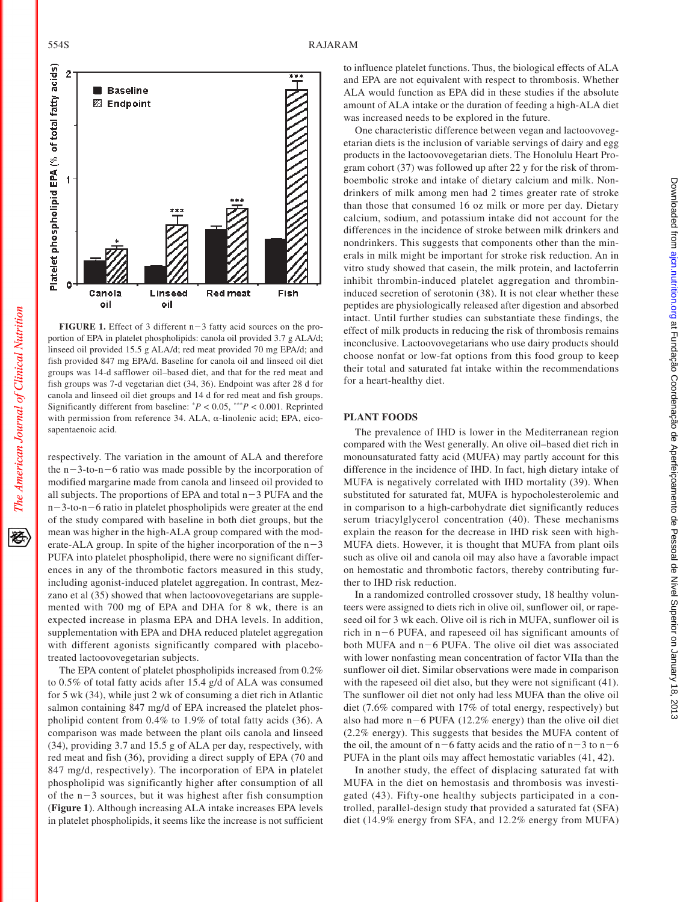**FIGURE 1.** Effect of 3 different n−3 fatty acid sources on the proportion of EPA in platelet phospholipids: canola oil provided 3.7 g ALA/d; linseed oil provided 15.5 g ALA/d; red meat provided 70 mg EPA/d; and fish provided 847 mg EPA/d. Baseline for canola oil and linseed oil diet groups was 14-d safflower oil–based diet, and that for the red meat and fish groups was 7-d vegetarian diet (34, 36). Endpoint was after 28 d for canola and linseed oil diet groups and 14 d for red meat and fish groups. Significantly different from baseline: $^{*}P < 0.05$, $^{***}P < 0.001$. Reprinted with permission from reference 34. ALA, α-linolenic acid; EPA, eicosapentaenoic acid.

respectively. The variation in the amount of ALA and therefore the n−3-to-n−6 ratio was made possible by the incorporation of modified margarine made from canola and linseed oil provided to all subjects. The proportions of EPA and total n−3 PUFA and the n−3-to-n−6 ratio in platelet phospholipids were greater at the end of the study compared with baseline in both diet groups, but the mean was higher in the high-ALA group compared with the moderate-ALA group. In spite of the higher incorporation of the n−3 PUFA into platelet phospholipid, there were no significant differences in any of the thrombotic factors measured in this study, including agonist-induced platelet aggregation. In contrast, Mezzano et al (35) showed that when lactoovovegetarians are supplemented with 700 mg of EPA and DHA for 8 wk, there is an expected increase in plasma EPA and DHA levels. In addition, supplementation with EPA and DHA reduced platelet aggregation with different agonists significantly compared with placebo-treated lactoovovegetarian subjects.

The EPA content of platelet phospholipids increased from 0.2% to 0.5% of total fatty acids after 15.4 g/d of ALA was consumed for 5 wk (34), while just 2 wk of consuming a diet rich in Atlantic salmon containing 847 mg/d of EPA increased the platelet phospholipid content from 0.4% to 1.9% of total fatty acids (36). A comparison was made between the plant oils canola and linseed (34), providing 3.7 and 15.5 g of ALA per day, respectively, with red meat and fish (36), providing a direct supply of EPA (70 and 847 mg/d, respectively). The incorporation of EPA in platelet phospholipid was significantly higher after consumption of all of the n−3 sources, but it was highest after fish consumption (**Figure 1**). Although increasing ALA intake increases EPA levels in platelet phospholipids, it seems like the increase is not sufficient to influence platelet functions. Thus, the biological effects of ALA and EPA are not equivalent with respect to thrombosis. Whether ALA would function as EPA did in these studies if the absolute amount of ALA intake or the duration of feeding a high-ALA diet was increased needs to be explored in the future.

One characteristic difference between vegan and lactoovovegetarian diets is the inclusion of variable servings of dairy and egg products in the lactoovovegetarian diets. The Honolulu Heart Program cohort (37) was followed up after 22 y for the risk of thromboembolic stroke and intake of dietary calcium and milk. Nondrinkers of milk among men had 2 times greater rate of stroke than those that consumed 16 oz milk or more per day. Dietary calcium, sodium, and potassium intake did not account for the differences in the incidence of stroke between milk drinkers and nondrinkers. This suggests that components other than the minerals in milk might be important for stroke risk reduction. An in vitro study showed that casein, the milk protein, and lactoferrin inhibit thrombin-induced platelet aggregation and thrombin-induced secretion of serotonin (38). It is not clear whether these peptides are physiologically released after digestion and absorbed intact. Until further studies can substantiate these findings, the effect of milk products in reducing the risk of thrombosis remains inconclusive. Lactoovovegetarians who use dairy products should choose nonfat or low-fat options from this food group to keep their total and saturated fat intake within the recommendations for a heart-healthy diet.

## PLANT FOODS

The prevalence of IHD is lower in the Mediterranean region compared with the West generally. An olive oil–based diet rich in monounsaturated fatty acid (MUFA) may partly account for this difference in the incidence of IHD. In fact, high dietary intake of MUFA is negatively correlated with IHD mortality (39). When substituted for saturated fat, MUFA is hypocholesterolemic and in comparison to a high-carbohydrate diet significantly reduces serum triacylglycerol concentration (40). These mechanisms explain the reason for the decrease in IHD risk seen with high-MUFA diets. However, it is thought that MUFA from plant oils such as olive oil and canola oil may also have a favorable impact on hemostatic and thrombotic factors, thereby contributing further to IHD risk reduction.

In a randomized controlled crossover study, 18 healthy volunteers were assigned to diets rich in olive oil, sunflower oil, or rapeseed oil for 3 wk each. Olive oil is rich in MUFA, sunflower oil is rich in n−6 PUFA, and rapeseed oil has significant amounts of both MUFA and n−6 PUFA. The olive oil diet was associated with lower nonfasting mean concentration of factor VIIa than the sunflower oil diet. Similar observations were made in comparison with the rapeseed oil diet also, but they were not significant (41). The sunflower oil diet not only had less MUFA than the olive oil diet (7.6% compared with 17% of total energy, respectively) but also had more n−6 PUFA (12.2% energy) than the olive oil diet (2.2% energy). This suggests that besides the MUFA content of the oil, the amount of n−6 fatty acids and the ratio of n−3 to n−6 PUFA in the plant oils may affect hemostatic variables (41, 42).

In another study, the effect of displacing saturated fat with MUFA in the diet on hemostasis and thrombosis was investigated (43). Fifty-one healthy subjects participated in a controlled, parallel-design study that provided a saturated fat (SFA) diet (14.9% energy from SFA, and 12.2% energy from MUFA)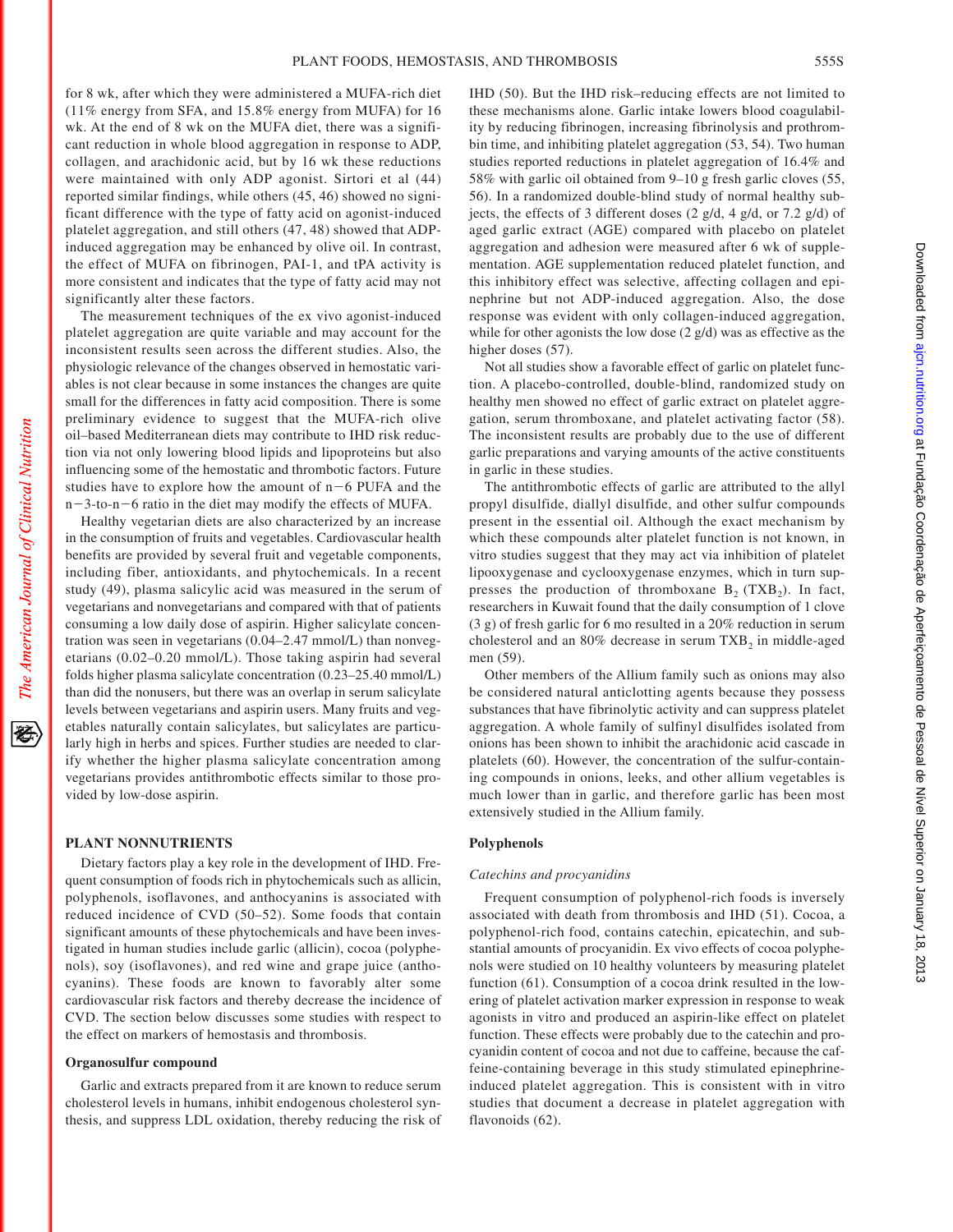for 8 wk, after which they were administered a MUFA-rich diet (11% energy from SFA, and 15.8% energy from MUFA) for 16 wk. At the end of 8 wk on the MUFA diet, there was a significant reduction in whole blood aggregation in response to ADP, collagen, and arachidonic acid, but by 16 wk these reductions were maintained with only ADP agonist. Sirtori et al (44) reported similar findings, while others (45, 46) showed no significant difference with the type of fatty acid on agonist-induced platelet aggregation, and still others (47, 48) showed that ADP-induced aggregation may be enhanced by olive oil. In contrast, the effect of MUFA on fibrinogen, PAI-1, and tPA activity is more consistent and indicates that the type of fatty acid may not significantly alter these factors.

The measurement techniques of the ex vivo agonist-induced platelet aggregation are quite variable and may account for the inconsistent results seen across the different studies. Also, the physiologic relevance of the changes observed in hemostatic variables is not clear because in some instances the changes are quite small for the differences in fatty acid composition. There is some preliminary evidence to suggest that the MUFA-rich olive oil–based Mediterranean diets may contribute to IHD risk reduction via not only lowering blood lipids and lipoproteins but also influencing some of the hemostatic and thrombotic factors. Future studies have to explore how the amount of n−6 PUFA and the n−3-to-n−6 ratio in the diet may modify the effects of MUFA.

Healthy vegetarian diets are also characterized by an increase in the consumption of fruits and vegetables. Cardiovascular health benefits are provided by several fruit and vegetable components, including fiber, antioxidants, and phytochemicals. In a recent study (49), plasma salicylic acid was measured in the serum of vegetarians and nonvegetarians and compared with that of patients consuming a low daily dose of aspirin. Higher salicylate concentration was seen in vegetarians (0.04–2.47 mmol/L) than nonvegetarians (0.02–0.20 mmol/L). Those taking aspirin had several folds higher plasma salicylate concentration (0.23–25.40 mmol/L) than did the nonusers, but there was an overlap in serum salicylate levels between vegetarians and aspirin users. Many fruits and vegetables naturally contain salicylates, but salicylates are particularly high in herbs and spices. Further studies are needed to clarify whether the higher plasma salicylate concentration among vegetarians provides antithrombotic effects similar to those provided by low-dose aspirin.

## PLANT NONNUTRIENTS

Dietary factors play a key role in the development of IHD. Frequent consumption of foods rich in phytochemicals such as allicin, polyphenols, isoflavones, and anthocyanins is associated with reduced incidence of CVD (50–52). Some foods that contain significant amounts of these phytochemicals and have been investigated in human studies include garlic (allicin), cocoa (polyphenols), soy (isoflavones), and red wine and grape juice (anthocyanins). These foods are known to favorably alter some cardiovascular risk factors and thereby decrease the incidence of CVD. The section below discusses some studies with respect to the effect on markers of hemostasis and thrombosis.

### Organosulfur compound

Garlic and extracts prepared from it are known to reduce serum cholesterol levels in humans, inhibit endogenous cholesterol synthesis, and suppress LDL oxidation, thereby reducing the risk of IHD (50). But the IHD risk–reducing effects are not limited to these mechanisms alone. Garlic intake lowers blood coagulability by reducing fibrinogen, increasing fibrinolysis and prothrombin time, and inhibiting platelet aggregation (53, 54). Two human studies reported reductions in platelet aggregation of 16.4% and 58% with garlic oil obtained from 9–10 g fresh garlic cloves (55, 56). In a randomized double-blind study of normal healthy subjects, the effects of 3 different doses (2 g/d, 4 g/d, or 7.2 g/d) of aged garlic extract (AGE) compared with placebo on platelet aggregation and adhesion were measured after 6 wk of supplementation. AGE supplementation reduced platelet function, and this inhibitory effect was selective, affecting collagen and epinephrine but not ADP-induced aggregation. Also, the dose response was evident with only collagen-induced aggregation, while for other agonists the low dose (2 g/d) was as effective as the higher doses (57).

Not all studies show a favorable effect of garlic on platelet function. A placebo-controlled, double-blind, randomized study on healthy men showed no effect of garlic extract on platelet aggregation, serum thromboxane, and platelet activating factor (58). The inconsistent results are probably due to the use of different garlic preparations and varying amounts of the active constituents in garlic in these studies.

The antithrombotic effects of garlic are attributed to the allyl propyl disulfide, diallyl disulfide, and other sulfur compounds present in the essential oil. Although the exact mechanism by which these compounds alter platelet function is not known, in vitro studies suggest that they may act via inhibition of platelet lipooxygenase and cyclooxygenase enzymes, which in turn suppresses the production of thromboxane $B_2$ ($TXB_2$). In fact, researchers in Kuwait found that the daily consumption of 1 clove (3 g) of fresh garlic for 6 mo resulted in a 20% reduction in serum cholesterol and an 80% decrease in serum $TXB_2$ in middle-aged men (59).

Other members of the Allium family such as onions may also be considered natural anticlotting agents because they possess substances that have fibrinolytic activity and can suppress platelet aggregation. A whole family of sulfinyl disulfides isolated from onions has been shown to inhibit the arachidonic acid cascade in platelets (60). However, the concentration of the sulfur-containing compounds in onions, leeks, and other allium vegetables is much lower than in garlic, and therefore garlic has been most extensively studied in the Allium family.

### Polyphenols

#### *Catechins and procyanidins*

Frequent consumption of polyphenol-rich foods is inversely associated with death from thrombosis and IHD (51). Cocoa, a polyphenol-rich food, contains catechin, epicatechin, and substantial amounts of procyanidin. Ex vivo effects of cocoa polyphenols were studied on 10 healthy volunteers by measuring platelet function (61). Consumption of a cocoa drink resulted in the lowering of platelet activation marker expression in response to weak agonists in vitro and produced an aspirin-like effect on platelet function. These effects were probably due to the catechin and procyanidin content of cocoa and not due to caffeine, because the caffeine-containing beverage in this study stimulated epinephrine-induced platelet aggregation. This is consistent with in vitro studies that document a decrease in platelet aggregation with flavonoids (62).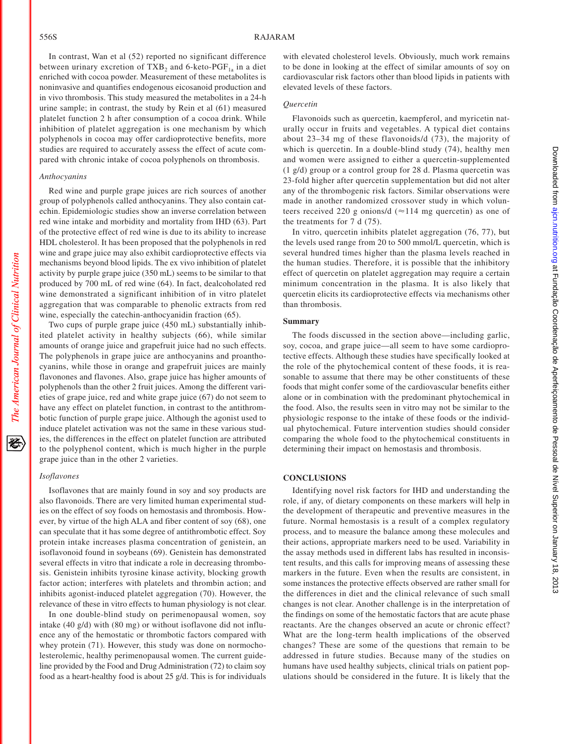In contrast, Wan et al (52) reported no significant difference between urinary excretion of $TXB_2$ and 6-keto-$PGF_{1a}$ in a diet enriched with cocoa powder. Measurement of these metabolites is noninvasive and quantifies endogenous eicosanoid production and in vivo thrombosis. This study measured the metabolites in a 24-h urine sample; in contrast, the study by Rein et al (61) measured platelet function 2 h after consumption of a cocoa drink. While inhibition of platelet aggregation is one mechanism by which polyphenols in cocoa may offer cardioprotective benefits, more studies are required to accurately assess the effect of acute compared with chronic intake of cocoa polyphenols on thrombosis.

*Anthocyanins*

Red wine and purple grape juices are rich sources of another group of polyphenols called anthocyanins. They also contain catechin. Epidemiologic studies show an inverse correlation between red wine intake and morbidity and mortality from IHD (63). Part of the protective effect of red wine is due to its ability to increase HDL cholesterol. It has been proposed that the polyphenols in red wine and grape juice may also exhibit cardioprotective effects via mechanisms beyond blood lipids. The ex vivo inhibition of platelet activity by purple grape juice (350 mL) seems to be similar to that produced by 700 mL of red wine (64). In fact, dealcoholated red wine demonstrated a significant inhibition of in vitro platelet aggregation that was comparable to phenolic extracts from red wine, especially the catechin-anthocyanidin fraction (65).

Two cups of purple grape juice (450 mL) substantially inhibited platelet activity in healthy subjects (66), while similar amounts of orange juice and grapefruit juice had no such effects. The polyphenols in grape juice are anthocyanins and proanthocyanins, while those in orange and grapefruit juices are mainly flavonones and flavones. Also, grape juice has higher amounts of polyphenols than the other 2 fruit juices. Among the different varieties of grape juice, red and white grape juice (67) do not seem to have any effect on platelet function, in contrast to the antithrombotic function of purple grape juice. Although the agonist used to induce platelet activation was not the same in these various studies, the differences in the effect on platelet function are attributed to the polyphenol content, which is much higher in the purple grape juice than in the other 2 varieties.

*Isoflavones*

Isoflavones that are mainly found in soy and soy products are also flavonoids. There are very limited human experimental studies on the effect of soy foods on hemostasis and thrombosis. However, by virtue of the high ALA and fiber content of soy (68), one can speculate that it has some degree of antithrombotic effect. Soy protein intake increases plasma concentration of genistein, an isoflavonoid found in soybeans (69). Genistein has demonstrated several effects in vitro that indicate a role in decreasing thrombosis. Genistein inhibits tyrosine kinase activity, blocking growth factor action; interferes with platelets and thrombin action; and inhibits agonist-induced platelet aggregation (70). However, the relevance of these in vitro effects to human physiology is not clear.

In one double-blind study on perimenopausal women, soy intake (40 g/d) with (80 mg) or without isoflavone did not influence any of the hemostatic or thrombotic factors compared with whey protein (71). However, this study was done on normocholesterolemic, healthy perimenopausal women. The current guideline provided by the Food and Drug Administration (72) to claim soy food as a heart-healthy food is about 25 g/d. This is for individuals with elevated cholesterol levels. Obviously, much work remains to be done in looking at the effect of similar amounts of soy on cardiovascular risk factors other than blood lipids in patients with elevated levels of these factors.

*Quercetin*

Flavonoids such as quercetin, kaempferol, and myricetin naturally occur in fruits and vegetables. A typical diet contains about 23–34 mg of these flavonoids/d (73), the majority of which is quercetin. In a double-blind study (74), healthy men and women were assigned to either a quercetin-supplemented (1 g/d) group or a control group for 28 d. Plasma quercetin was 23-fold higher after quercetin supplementation but did not alter any of the thrombogenic risk factors. Similar observations were made in another randomized crossover study in which volunteers received 220 g onions/d ($\approx$114 mg quercetin) as one of the treatments for 7 d (75).

In vitro, quercetin inhibits platelet aggregation (76, 77), but the levels used range from 20 to 500 mmol/L quercetin, which is several hundred times higher than the plasma levels reached in the human studies. Therefore, it is possible that the inhibitory effect of quercetin on platelet aggregation may require a certain minimum concentration in the plasma. It is also likely that quercetin elicits its cardioprotective effects via mechanisms other than thrombosis.

### Summary

The foods discussed in the section above—including garlic, soy, cocoa, and grape juice—all seem to have some cardioprotective effects. Although these studies have specifically looked at the role of the phytochemical content of these foods, it is reasonable to assume that there may be other constituents of these foods that might confer some of the cardiovascular benefits either alone or in combination with the predominant phytochemical in the food. Also, the results seen in vitro may not be similar to the physiologic response to the intake of these foods or the individual phytochemical. Future intervention studies should consider comparing the whole food to the phytochemical constituents in determining their impact on hemostasis and thrombosis.

## CONCLUSIONS

Identifying novel risk factors for IHD and understanding the role, if any, of dietary components on these markers will help in the development of therapeutic and preventive measures in the future. Normal hemostasis is a result of a complex regulatory process, and to measure the balance among these molecules and their actions, appropriate markers need to be used. Variability in the assay methods used in different labs has resulted in inconsistent results, and this calls for improving means of assessing these markers in the future. Even when the results are consistent, in some instances the protective effects observed are rather small for the differences in diet and the clinical relevance of such small changes is not clear. Another challenge is in the interpretation of the findings on some of the hemostatic factors that are acute phase reactants. Are the changes observed an acute or chronic effect? What are the long-term health implications of the observed changes? These are some of the questions that remain to be addressed in future studies. Because many of the studies on humans have used healthy subjects, clinical trials on patient populations should be considered in the future. It is likely that the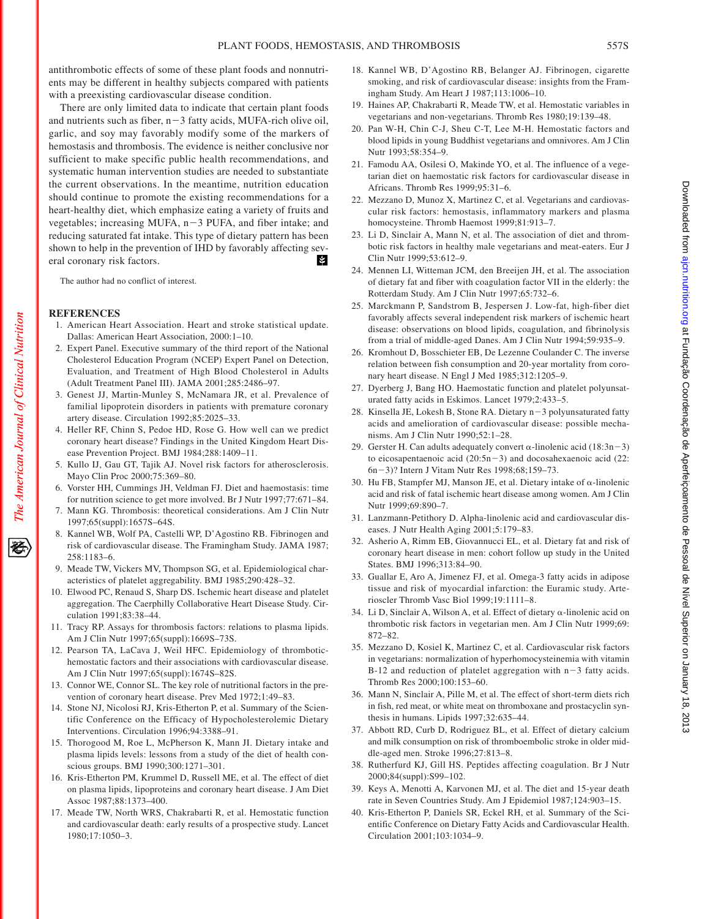antithrombotic effects of some of these plant foods and nonnutrients may be different in healthy subjects compared with patients with a preexisting cardiovascular disease condition.

There are only limited data to indicate that certain plant foods and nutrients such as fiber, n−3 fatty acids, MUFA-rich olive oil, garlic, and soy may favorably modify some of the markers of hemostasis and thrombosis. The evidence is neither conclusive nor sufficient to make specific public health recommendations, and systematic human intervention studies are needed to substantiate the current observations. In the meantime, nutrition education should continue to promote the existing recommendations for a heart-healthy diet, which emphasize eating a variety of fruits and vegetables; increasing MUFA, n−3 PUFA, and fiber intake; and reducing saturated fat intake. This type of dietary pattern has been shown to help in the prevention of IHD by favorably affecting several coronary risk factors.

The author had no conflict of interest.

## REFERENCES

1. American Heart Association. Heart and stroke statistical update. Dallas: American Heart Association, 2000:1–10.
2. Expert Panel. Executive summary of the third report of the National Cholesterol Education Program (NCEP) Expert Panel on Detection, Evaluation, and Treatment of High Blood Cholesterol in Adults (Adult Treatment Panel III). JAMA 2001;285:2486–97.
3. Genest JJ, Martin-Munley S, McNamara JR, et al. Prevalence of familial lipoprotein disorders in patients with premature coronary artery disease. Circulation 1992;85:2025–33.
4. Heller RF, Chinn S, Pedoe HD, Rose G. How well can we predict coronary heart disease? Findings in the United Kingdom Heart Disease Prevention Project. BMJ 1984;288:1409–11.
5. Kullo IJ, Gau GT, Tajik AJ. Novel risk factors for atherosclerosis. Mayo Clin Proc 2000;75:369–80.
6. Vorster HH, Cummings JH, Veldman FJ. Diet and haemostasis: time for nutrition science to get more involved. Br J Nutr 1997;77:671–84.
7. Mann KG. Thrombosis: theoretical considerations. Am J Clin Nutr 1997;65(suppl):1657S–64S.
8. Kannel WB, Wolf PA, Castelli WP, D'Agostino RB. Fibrinogen and risk of cardiovascular disease. The Framingham Study. JAMA 1987; 258:1183–6.
9. Meade TW, Vickers MV, Thompson SG, et al. Epidemiological characteristics of platelet aggregability. BMJ 1985;290:428–32.
10. Elwood PC, Renaud S, Sharp DS. Ischemic heart disease and platelet aggregation. The Caerphilly Collaborative Heart Disease Study. Circulation 1991;83:38–44.
11. Tracy RP. Assays for thrombosis factors: relations to plasma lipids. Am J Clin Nutr 1997;65(suppl):1669S–73S.
12. Pearson TA, LaCava J, Weil HFC. Epidemiology of thrombotic-hemostatic factors and their associations with cardiovascular disease. Am J Clin Nutr 1997;65(suppl):1674S–82S.
13. Connor WE, Connor SL. The key role of nutritional factors in the prevention of coronary heart disease. Prev Med 1972;1:49–83.
14. Stone NJ, Nicolosi RJ, Kris-Etherton P, et al. Summary of the Scientific Conference on the Efficacy of Hypocholesterolemic Dietary Interventions. Circulation 1996;94:3388–91.
15. Thorogood M, Roe L, McPherson K, Mann JI. Dietary intake and plasma lipids levels: lessons from a study of the diet of health conscious groups. BMJ 1990;300:1271–301.
16. Kris-Etherton PM, Krummel D, Russell ME, et al. The effect of diet on plasma lipids, lipoproteins and coronary heart disease. J Am Diet Assoc 1987;88:1373–400.
17. Meade TW, North WRS, Chakrabarti R, et al. Hemostatic function and cardiovascular death: early results of a prospective study. Lancet 1980;17:1050–3.
18. Kannel WB, D'Agostino RB, Belanger AJ. Fibrinogen, cigarette smoking, and risk of cardiovascular disease: insights from the Framingham Study. Am Heart J 1987;113:1006–10.
19. Haines AP, Chakrabarti R, Meade TW, et al. Hemostatic variables in vegetarians and non-vegetarians. Thromb Res 1980;19:139–48.
20. Pan W-H, Chin C-J, Sheu C-T, Lee M-H. Hemostatic factors and blood lipids in young Buddhist vegetarians and omnivores. Am J Clin Nutr 1993;58:354–9.
21. Famodu AA, Osilesi O, Makinde YO, et al. The influence of a vegetarian diet on haemostatic risk factors for cardiovascular disease in Africans. Thromb Res 1999;95:31–6.
22. Mezzano D, Munoz X, Martinez C, et al. Vegetarians and cardiovascular risk factors: hemostasis, inflammatory markers and plasma homocysteine. Thromb Haemost 1999;81:913–7.
23. Li D, Sinclair A, Mann N, et al. The association of diet and thrombotic risk factors in healthy male vegetarians and meat-eaters. Eur J Clin Nutr 1999;53:612–9.
24. Mennen LI, Witteman JCM, den Breeijen JH, et al. The association of dietary fat and fiber with coagulation factor VII in the elderly: the Rotterdam Study. Am J Clin Nutr 1997;65:732–6.
25. Marckmann P, Sandstrom B, Jespersen J. Low-fat, high-fiber diet favorably affects several independent risk markers of ischemic heart disease: observations on blood lipids, coagulation, and fibrinolysis from a trial of middle-aged Danes. Am J Clin Nutr 1994;59:935–9.
26. Kromhout D, Bosschieter EB, De Lezenne Coulander C. The inverse relation between fish consumption and 20-year mortality from coronary heart disease. N Engl J Med 1985;312:1205–9.
27. Dyerberg J, Bang HO. Haemostatic function and platelet polyunsaturated fatty acids in Eskimos. Lancet 1979;2:433–5.
28. Kinsella JE, Lokesh B, Stone RA. Dietary n−3 polyunsaturated fatty acids and amelioration of cardiovascular disease: possible mechanisms. Am J Clin Nutr 1990;52:1–28.
29. Gerster H. Can adults adequately convert α-linolenic acid (18:3n−3) to eicosapentaenoic acid (20:5n−3) and docosahexaenoic acid (22: 6n−3)? Intern J Vitam Nutr Res 1998;68;159–73.
30. Hu FB, Stampfer MJ, Manson JE, et al. Dietary intake of α-linolenic acid and risk of fatal ischemic heart disease among women. Am J Clin Nutr 1999;69:890–7.
31. Lanzmann-Petithory D. Alpha-linolenic acid and cardiovascular diseases. J Nutr Health Aging 2001;5:179–83.
32. Asherio A, Rimm EB, Giovannucci EL, et al. Dietary fat and risk of coronary heart disease in men: cohort follow up study in the United States. BMJ 1996;313:84–90.
33. Guallar E, Aro A, Jimenez FJ, et al. Omega-3 fatty acids in adipose tissue and risk of myocardial infarction: the Euramic study. Arterioscler Thromb Vasc Biol 1999;19:1111–8.
34. Li D, Sinclair A, Wilson A, et al. Effect of dietary α-linolenic acid on thrombotic risk factors in vegetarian men. Am J Clin Nutr 1999;69: 872–82.
35. Mezzano D, Kosiel K, Martinez C, et al. Cardiovascular risk factors in vegetarians: normalization of hyperhomocysteinemia with vitamin B-12 and reduction of platelet aggregation with n−3 fatty acids. Thromb Res 2000;100:153–60.
36. Mann N, Sinclair A, Pille M, et al. The effect of short-term diets rich in fish, red meat, or white meat on thromboxane and prostacyclin synthesis in humans. Lipids 1997;32:635–44.
37. Abbott RD, Curb D, Rodriguez BL, et al. Effect of dietary calcium and milk consumption on risk of thromboembolic stroke in older middle-aged men. Stroke 1996;27:813–8.
38. Rutherfurd KJ, Gill HS. Peptides affecting coagulation. Br J Nutr 2000;84(suppl):S99–102.
39. Keys A, Menotti A, Karvonen MJ, et al. The diet and 15-year death rate in Seven Countries Study. Am J Epidemiol 1987;124:903–15.
40. Kris-Etherton P, Daniels SR, Eckel RH, et al. Summary of the Scientific Conference on Dietary Fatty Acids and Cardiovascular Health. Circulation 2001;103:1034–9.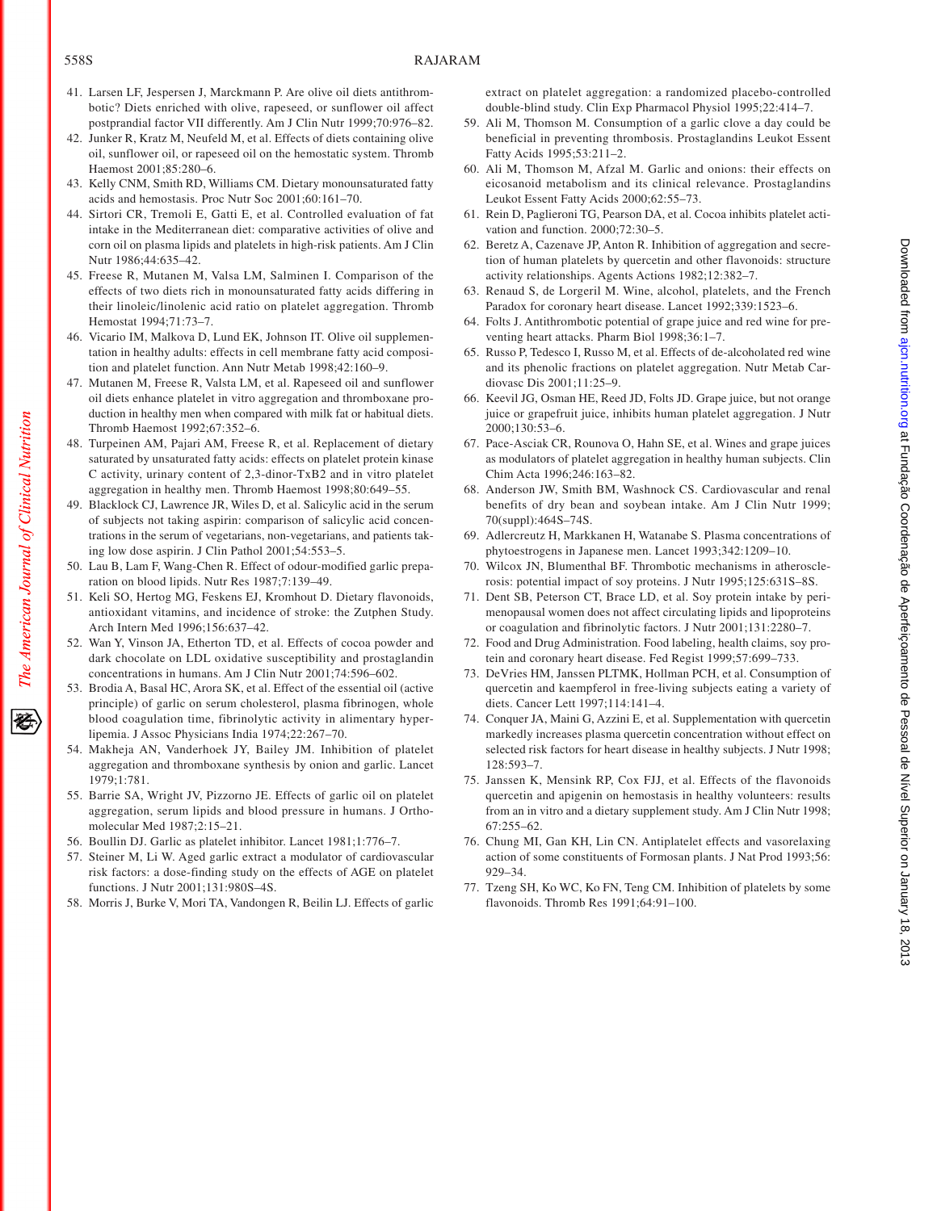41. Larsen LF, Jespersen J, Marckmann P. Are olive oil diets antithrombotic? Diets enriched with olive, rapeseed, or sunflower oil affect postprandial factor VII differently. Am J Clin Nutr 1999;70:976–82.
42. Junker R, Kratz M, Neufeld M, et al. Effects of diets containing olive oil, sunflower oil, or rapeseed oil on the hemostatic system. Thromb Haemost 2001;85:280–6.
43. Kelly CNM, Smith RD, Williams CM. Dietary monounsaturated fatty acids and hemostasis. Proc Nutr Soc 2001;60:161–70.
44. Sirtori CR, Tremoli E, Gatti E, et al. Controlled evaluation of fat intake in the Mediterranean diet: comparative activities of olive and corn oil on plasma lipids and platelets in high-risk patients. Am J Clin Nutr 1986;44:635–42.
45. Freese R, Mutanen M, Valsa LM, Salminen I. Comparison of the effects of two diets rich in monounsaturated fatty acids differing in their linoleic/linolenic acid ratio on platelet aggregation. Thromb Hemostat 1994;71:73–7.
46. Vicario IM, Malkova D, Lund EK, Johnson IT. Olive oil supplementation in healthy adults: effects in cell membrane fatty acid composition and platelet function. Ann Nutr Metab 1998;42:160–9.
47. Mutanen M, Freese R, Valsta LM, et al. Rapeseed oil and sunflower oil diets enhance platelet in vitro aggregation and thromboxane production in healthy men when compared with milk fat or habitual diets. Thromb Haemost 1992;67:352–6.
48. Turpeinen AM, Pajari AM, Freese R, et al. Replacement of dietary saturated by unsaturated fatty acids: effects on platelet protein kinase C activity, urinary content of 2,3-dinor-TxB2 and in vitro platelet aggregation in healthy men. Thromb Haemost 1998;80:649–55.
49. Blacklock CJ, Lawrence JR, Wiles D, et al. Salicylic acid in the serum of subjects not taking aspirin: comparison of salicylic acid concentrations in the serum of vegetarians, non-vegetarians, and patients taking low dose aspirin. J Clin Pathol 2001;54:553–5.
50. Lau B, Lam F, Wang-Chen R. Effect of odour-modified garlic preparation on blood lipids. Nutr Res 1987;7:139–49.
51. Keli SO, Hertog MG, Feskens EJ, Kromhout D. Dietary flavonoids, antioxidant vitamins, and incidence of stroke: the Zutphen Study. Arch Intern Med 1996;156:637–42.
52. Wan Y, Vinson JA, Etherton TD, et al. Effects of cocoa powder and dark chocolate on LDL oxidative susceptibility and prostaglandin concentrations in humans. Am J Clin Nutr 2001;74:596–602.
53. Brodia A, Basal HC, Arora SK, et al. Effect of the essential oil (active principle) of garlic on serum cholesterol, plasma fibrinogen, whole blood coagulation time, fibrinolytic activity in alimentary hyperlipemia. J Assoc Physicians India 1974;22:267–70.
54. Makheja AN, Vanderhoek JY, Bailey JM. Inhibition of platelet aggregation and thromboxane synthesis by onion and garlic. Lancet 1979;1:781.
55. Barrie SA, Wright JV, Pizzorno JE. Effects of garlic oil on platelet aggregation, serum lipids and blood pressure in humans. J Orthomolecular Med 1987;2:15–21.
56. Boullin DJ. Garlic as platelet inhibitor. Lancet 1981;1:776–7.
57. Steiner M, Li W. Aged garlic extract a modulator of cardiovascular risk factors: a dose-finding study on the effects of AGE on platelet functions. J Nutr 2001;131:980S–4S.
58. Morris J, Burke V, Mori TA, Vandongen R, Beilin LJ. Effects of garlic extract on platelet aggregation: a randomized placebo-controlled double-blind study. Clin Exp Pharmacol Physiol 1995;22:414–7.
59. Ali M, Thomson M. Consumption of a garlic clove a day could be beneficial in preventing thrombosis. Prostaglandins Leukot Essent Fatty Acids 1995;53:211–2.
60. Ali M, Thomson M, Afzal M. Garlic and onions: their effects on eicosanoid metabolism and its clinical relevance. Prostaglandins Leukot Essent Fatty Acids 2000;62:55–73.
61. Rein D, Paglieroni TG, Pearson DA, et al. Cocoa inhibits platelet activation and function. 2000;72:30–5.
62. Beretz A, Cazenave JP, Anton R. Inhibition of aggregation and secretion of human platelets by quercetin and other flavonoids: structure activity relationships. Agents Actions 1982;12:382–7.
63. Renaud S, de Lorgeril M. Wine, alcohol, platelets, and the French Paradox for coronary heart disease. Lancet 1992;339:1523–6.
64. Folts J. Antithrombotic potential of grape juice and red wine for preventing heart attacks. Pharm Biol 1998;36:1–7.
65. Russo P, Tedesco I, Russo M, et al. Effects of de-alcoholated red wine and its phenolic fractions on platelet aggregation. Nutr Metab Cardiovasc Dis 2001;11:25–9.
66. Keevil JG, Osman HE, Reed JD, Folts JD. Grape juice, but not orange juice or grapefruit juice, inhibits human platelet aggregation. J Nutr 2000;130:53–6.
67. Pace-Asciak CR, Rounova O, Hahn SE, et al. Wines and grape juices as modulators of platelet aggregation in healthy human subjects. Clin Chim Acta 1996;246:163–82.
68. Anderson JW, Smith BM, Washnock CS. Cardiovascular and renal benefits of dry bean and soybean intake. Am J Clin Nutr 1999; 70(suppl):464S–74S.
69. Adlercreutz H, Markkanen H, Watanabe S. Plasma concentrations of phytoestrogens in Japanese men. Lancet 1993;342:1209–10.
70. Wilcox JN, Blumenthal BF. Thrombotic mechanisms in atherosclerosis: potential impact of soy proteins. J Nutr 1995;125:631S–8S.
71. Dent SB, Peterson CT, Brace LD, et al. Soy protein intake by perimenopausal women does not affect circulating lipids and lipoproteins or coagulation and fibrinolytic factors. J Nutr 2001;131:2280–7.
72. Food and Drug Administration. Food labeling, health claims, soy protein and coronary heart disease. Fed Regist 1999;57:699–733.
73. DeVries HM, Janssen PLTMK, Hollman PCH, et al. Consumption of quercetin and kaempferol in free-living subjects eating a variety of diets. Cancer Lett 1997;114:141–4.
74. Conquer JA, Maini G, Azzini E, et al. Supplementation with quercetin markedly increases plasma quercetin concentration without effect on selected risk factors for heart disease in healthy subjects. J Nutr 1998; 128:593–7.
75. Janssen K, Mensink RP, Cox FJJ, et al. Effects of the flavonoids quercetin and apigenin on hemostasis in healthy volunteers: results from an in vitro and a dietary supplement study. Am J Clin Nutr 1998; 67:255–62.
76. Chung MI, Gan KH, Lin CN. Antiplatelet effects and vasorelaxing action of some constituents of Formosan plants. J Nat Prod 1993;56: 929–34.
77. Tzeng SH, Ko WC, Ko FN, Teng CM. Inhibition of platelets by some flavonoids. Thromb Res 1991;64:91–100.